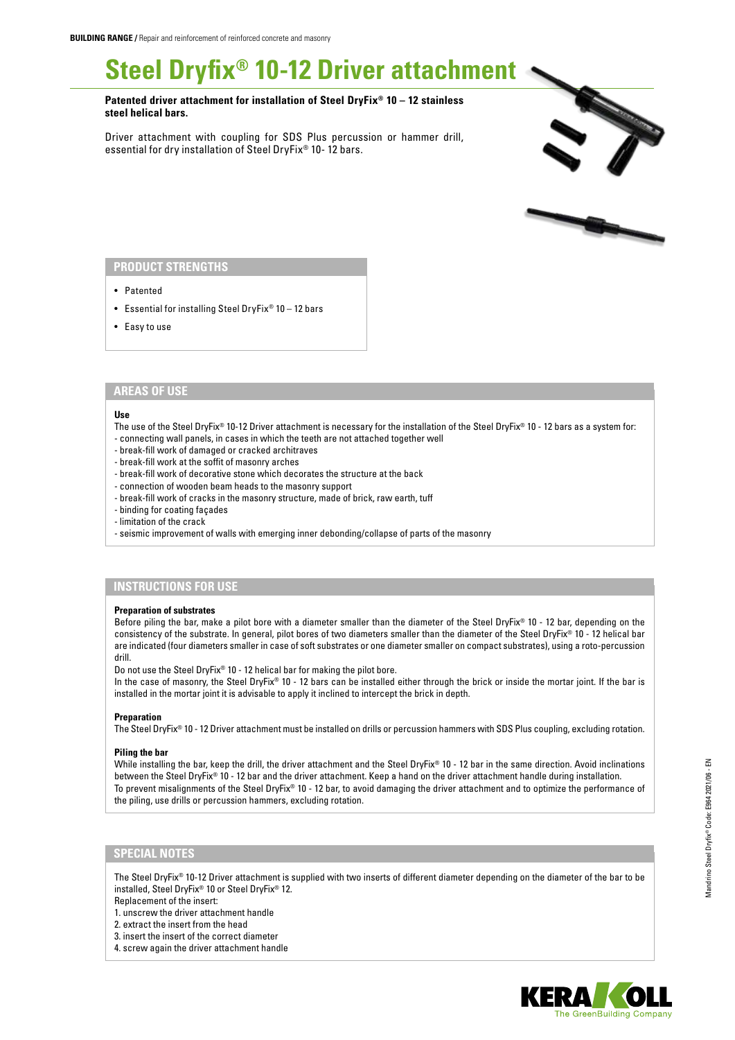**BUILDING RANGE /** Repair and reinforcement of reinforced concrete and masonry

# Steel Dryfix® 10-12 Driver attachment

**Patented driver attachment for installation of Steel DryFix® 10 – 12 stainless steel helical bars.**

Driver attachment with coupling for SDS Plus percussion or hammer drill, essential for dry installation of Steel DryFix® 10- 12 bars.

## PRODUCT STRENGTHS

- Patented
- Essential for installing Steel DryFix® 10 – 12 bars
- Easy to use

## AREAS OF USE

**Use**

The use of the Steel DryFix® 10-12 Driver attachment is necessary for the installation of the Steel DryFix® 10 - 12 bars as a system for:

- connecting wall panels, in cases in which the teeth are not attached together well
- break-fill work of damaged or cracked architraves
- break-fill work at the soffit of masonry arches
- break-fill work of decorative stone which decorates the structure at the back
- connection of wooden beam heads to the masonry support
- break-fill work of cracks in the masonry structure, made of brick, raw earth, tuff
- binding for coating façades
- limitation of the crack
- seismic improvement of walls with emerging inner debonding/collapse of parts of the masonry

## INSTRUCTIONS FOR USE

**Preparation of substrates**

Before piling the bar, make a pilot bore with a diameter smaller than the diameter of the Steel DryFix® 10 - 12 bar, depending on the consistency of the substrate. In general, pilot bores of two diameters smaller than the diameter of the Steel DryFix® 10 - 12 helical bar are indicated (four diameters smaller in case of soft substrates or one diameter smaller on compact substrates), using a roto-percussion drill.

Do not use the Steel DryFix® 10 - 12 helical bar for making the pilot bore.

In the case of masonry, the Steel DryFix® 10 - 12 bars can be installed either through the brick or inside the mortar joint. If the bar is installed in the mortar joint it is advisable to apply it inclined to intercept the brick in depth.

**Preparation**

The Steel DryFix® 10 - 12 Driver attachment must be installed on drills or percussion hammers with SDS Plus coupling, excluding rotation.

**Piling the bar**

While installing the bar, keep the drill, the driver attachment and the Steel DryFix® 10 - 12 bar in the same direction. Avoid inclinations between the Steel DryFix® 10 - 12 bar and the driver attachment. Keep a hand on the driver attachment handle during installation.

To prevent misalignments of the Steel DryFix® 10 - 12 bar, to avoid damaging the driver attachment and to optimize the performance of the piling, use drills or percussion hammers, excluding rotation.

## SPECIAL NOTES

The Steel DryFix® 10-12 Driver attachment is supplied with two inserts of different diameter depending on the diameter of the bar to be installed, Steel DryFix® 10 or Steel DryFix® 12.

Replacement of the insert:

1. unscrew the driver attachment handle
2. extract the insert from the head
3. insert the insert of the correct diameter
4. screw again the driver attachment handle

Mandrino Steel Dryfix® Code: E964 2021/06 - EN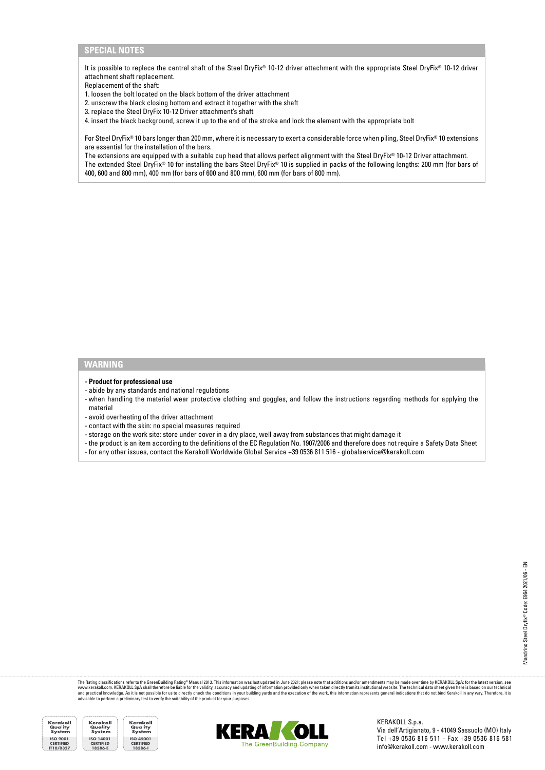## SPECIAL NOTES

It is possible to replace the central shaft of the Steel DryFix® 10-12 driver attachment with the appropriate Steel DryFix® 10-12 driver attachment shaft replacement.

Replacement of the shaft:

1. loosen the bolt located on the black bottom of the driver attachment
2. unscrew the black closing bottom and extract it together with the shaft
3. replace the Steel DryFix 10-12 Driver attachment's shaft
4. insert the black background, screw it up to the end of the stroke and lock the element with the appropriate bolt

For Steel DryFix® 10 bars longer than 200 mm, where it is necessary to exert a considerable force when piling, Steel DryFix® 10 extensions are essential for the installation of the bars.

The extensions are equipped with a suitable cup head that allows perfect alignment with the Steel DryFix® 10-12 Driver attachment.

The extended Steel DryFix® 10 for installing the bars Steel DryFix® 10 is supplied in packs of the following lengths: 200 mm (for bars of 400, 600 and 800 mm), 400 mm (for bars of 600 and 800 mm), 600 mm (for bars of 800 mm).

## WARNING

- **Product for professional use**
- abide by any standards and national regulations
- when handling the material wear protective clothing and goggles, and follow the instructions regarding methods for applying the material
- avoid overheating of the driver attachment
- contact with the skin: no special measures required
- storage on the work site: store under cover in a dry place, well away from substances that might damage it
- the product is an item according to the definitions of the EC Regulation No. 1907/2006 and therefore does not require a Safety Data Sheet
- for any other issues, contact the Kerakoll Worldwide Global Service +39 0536 811 516 - globalservice@kerakoll.com

Mandrino Steel Dryfix® Code: E964 2021/06 - EN

The Rating classifications refer to the GreenBuilding Rating® Manual 2013. This information was last updated in June 2021; please note that additions and/or amendments may be made over time by KERAKOLL SpA; for the latest version, see www.kerakoll.com. KERAKOLL SpA shall therefore be liable for the validity, accuracy and updating of information provided only when taken directly from its institutional website. The technical data sheet given here is based on our technical and practical knowledge. As it is not possible for us to directly check the conditions in your building yards and the execution of the work, this information represents general indications that do not bind Kerakoll in any way. Therefore, it is advisable to perform a preliminary test to verify the suitability of the product for your purposes.

Kerakoll Quality System ISO 9001 CERTIFIED IT10/0327

Kerakoll Quality System ISO 14001 CERTIFIED 18586-E

Kerakoll Quality System ISO 45001 CERTIFIED 18586-I

KERAKOLL The GreenBuilding Company

KERAKOLL S.p.a.
Via dell'Artigianato, 9 - 41049 Sassuolo (MO) Italy
Tel +39 0536 816 511 - Fax +39 0536 816 581
info@kerakoll.com - www.kerakoll.com